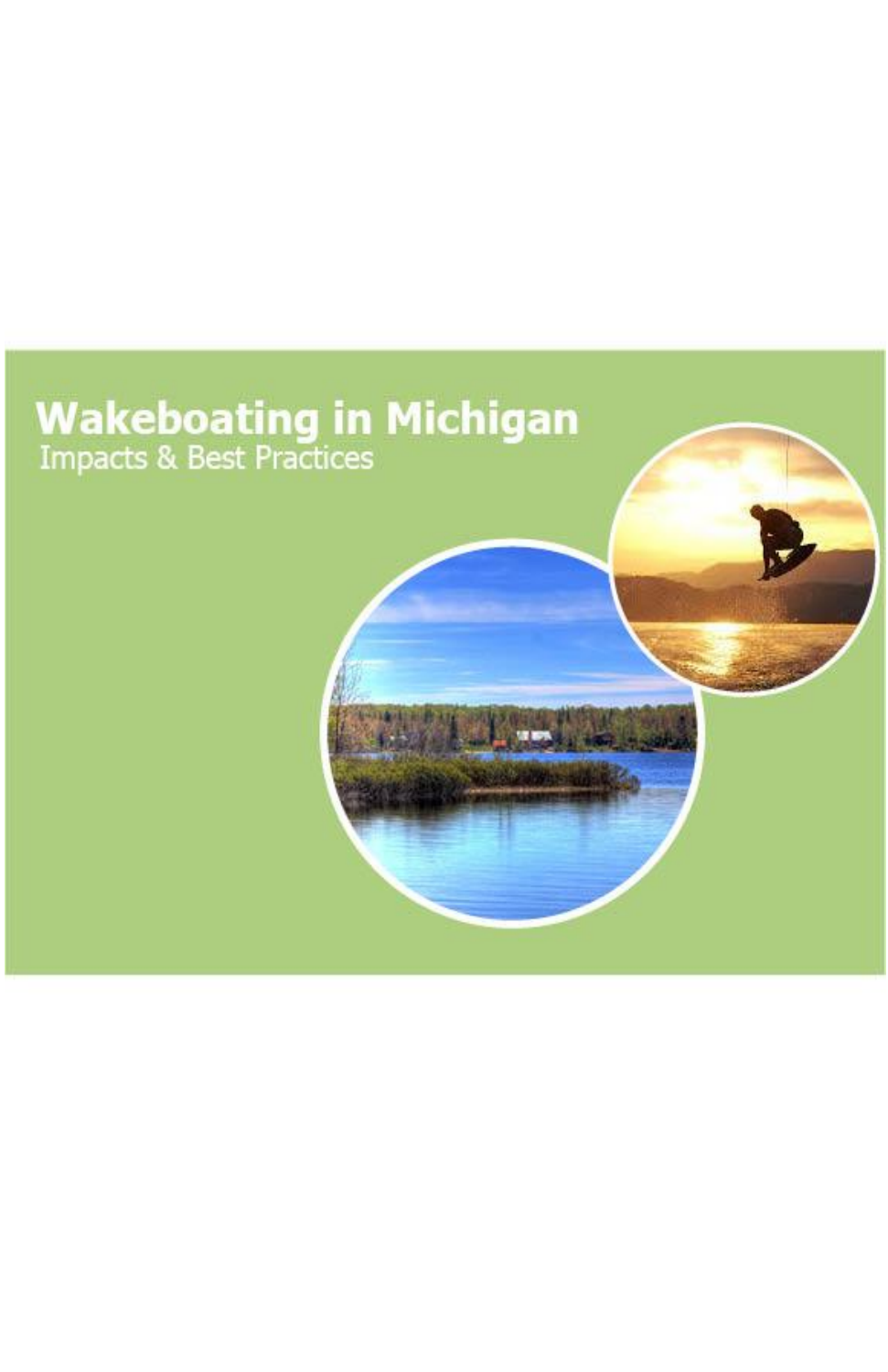# Wakeboating in Michigan

## Impacts & Best Practices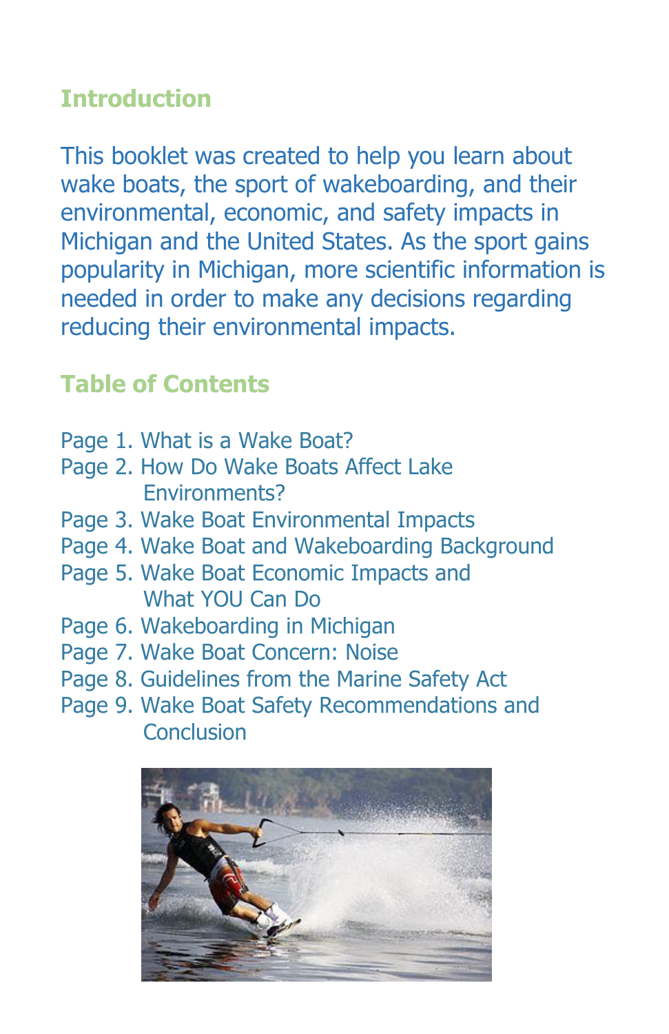## Introduction

This booklet was created to help you learn about wake boats, the sport of wakeboarding, and their environmental, economic, and safety impacts in Michigan and the United States. As the sport gains popularity in Michigan, more scientific information is needed in order to make any decisions regarding reducing their environmental impacts.

## Table of Contents

- Page 1. What is a Wake Boat?
- Page 2. How Do Wake Boats Affect Lake Environments?
- Page 3. Wake Boat Environmental Impacts
- Page 4. Wake Boat and Wakeboarding Background
- Page 5. Wake Boat Economic Impacts and What YOU Can Do
- Page 6. Wakeboarding in Michigan
- Page 7. Wake Boat Concern: Noise
- Page 8. Guidelines from the Marine Safety Act
- Page 9. Wake Boat Safety Recommendations and Conclusion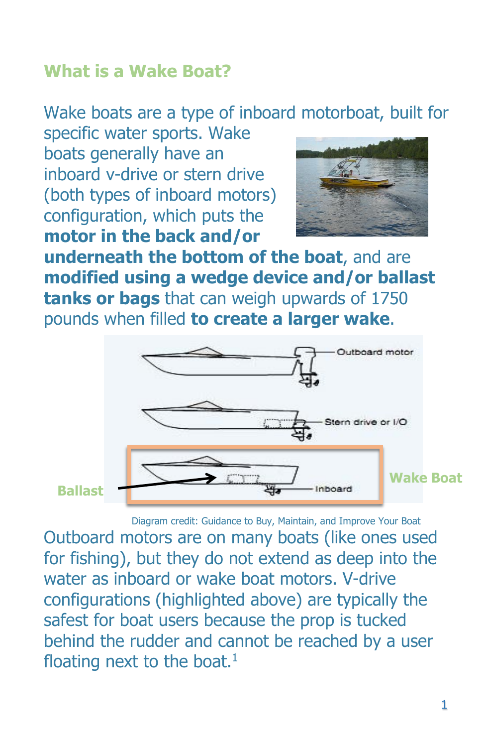## What is a Wake Boat?

Wake boats are a type of inboard motorboat, built for specific water sports. Wake boats generally have an inboard v-drive or stern drive (both types of inboard motors) configuration, which puts the **motor in the back and/or underneath the bottom of the boat**, and are **modified using a wedge device and/or ballast tanks or bags** that can weigh upwards of 1750 pounds when filled **to create a larger wake**.

Diagram credit: Guidance to Buy, Maintain, and Improve Your Boat

Outboard motors are on many boats (like ones used for fishing), but they do not extend as deep into the water as inboard or wake boat motors. V-drive configurations (highlighted above) are typically the safest for boat users because the prop is tucked behind the rudder and cannot be reached by a user floating next to the boat.[1]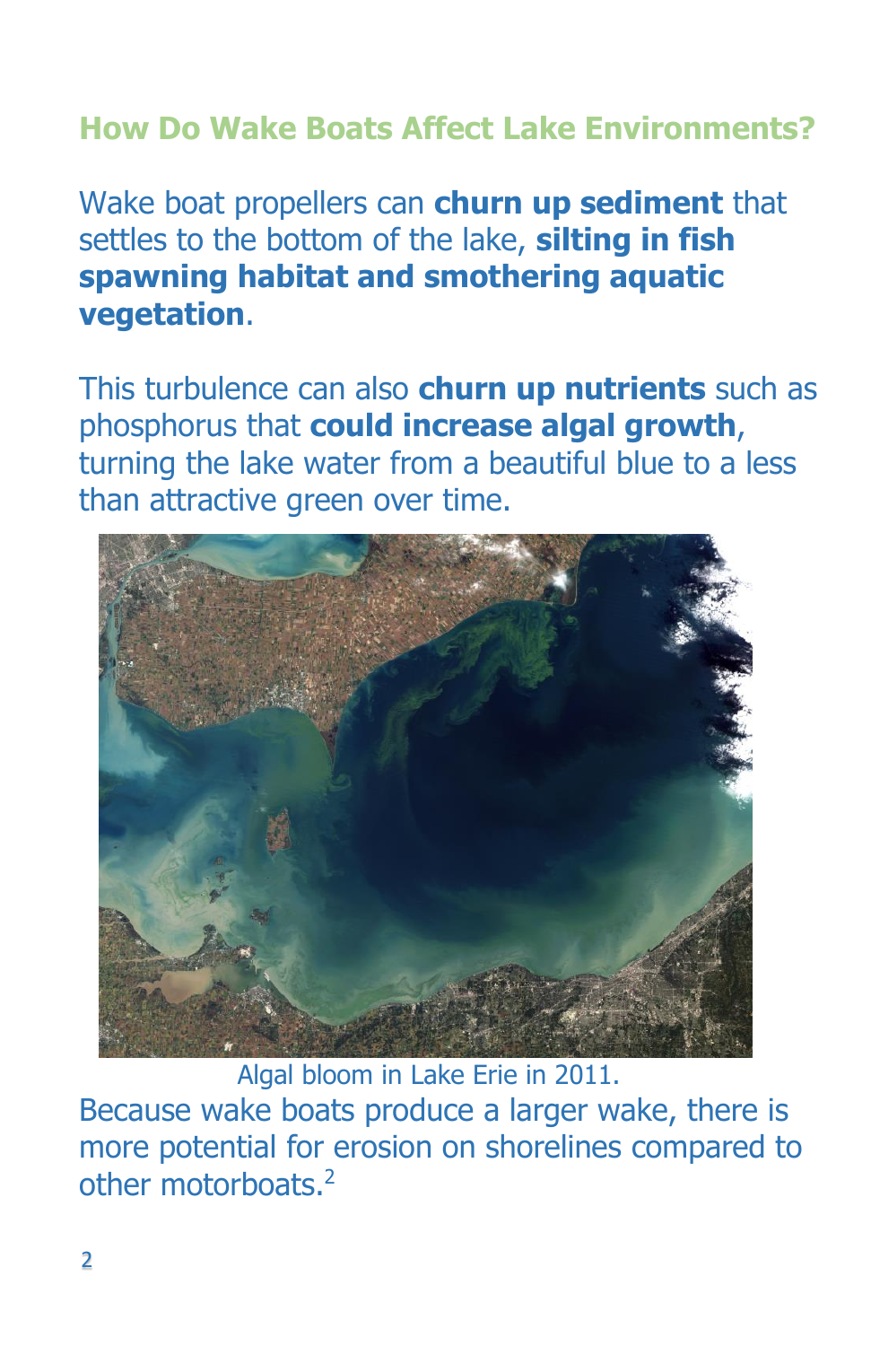## How Do Wake Boats Affect Lake Environments?

Wake boat propellers can **churn up sediment** that settles to the bottom of the lake, **silting in fish spawning habitat and smothering aquatic vegetation**.

This turbulence can also **churn up nutrients** such as phosphorus that **could increase algal growth**, turning the lake water from a beautiful blue to a less than attractive green over time.

Algal bloom in Lake Erie in 2011.

Because wake boats produce a larger wake, there is more potential for erosion on shorelines compared to other motorboats.[2]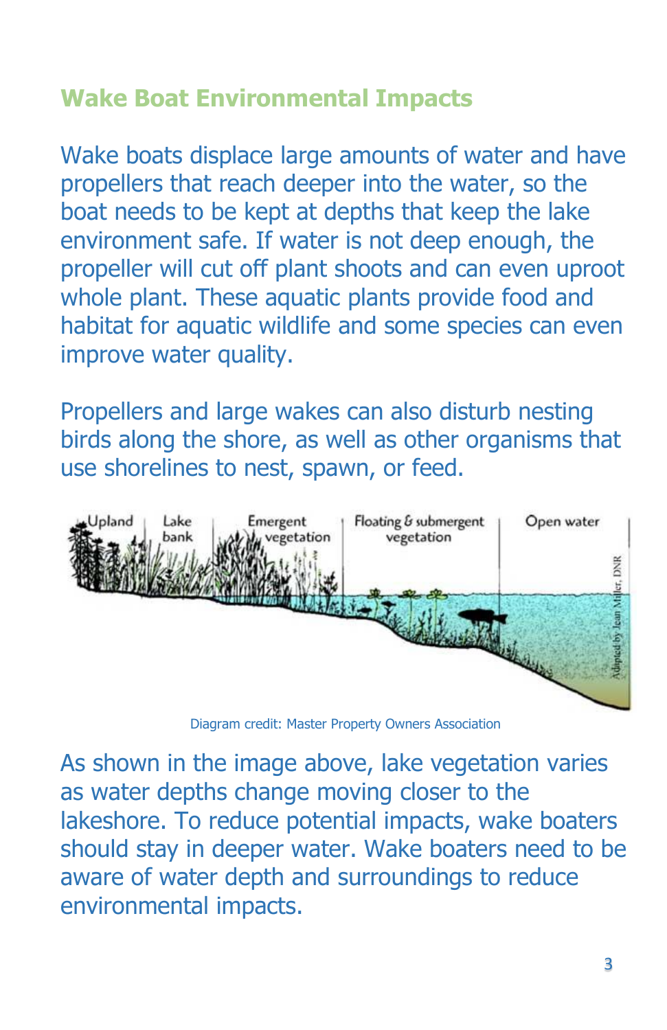## Wake Boat Environmental Impacts

Wake boats displace large amounts of water and have propellers that reach deeper into the water, so the boat needs to be kept at depths that keep the lake environment safe. If water is not deep enough, the propeller will cut off plant shoots and can even uproot whole plant. These aquatic plants provide food and habitat for aquatic wildlife and some species can even improve water quality.

Propellers and large wakes can also disturb nesting birds along the shore, as well as other organisms that use shorelines to nest, spawn, or feed.

Upland | Lake bank | Emergent vegetation | Floating & submergent vegetation | Open water

Adapted by Jean Miller, DNR

Diagram credit: Master Property Owners Association

As shown in the image above, lake vegetation varies as water depths change moving closer to the lakeshore. To reduce potential impacts, wake boaters should stay in deeper water. Wake boaters need to be aware of water depth and surroundings to reduce environmental impacts.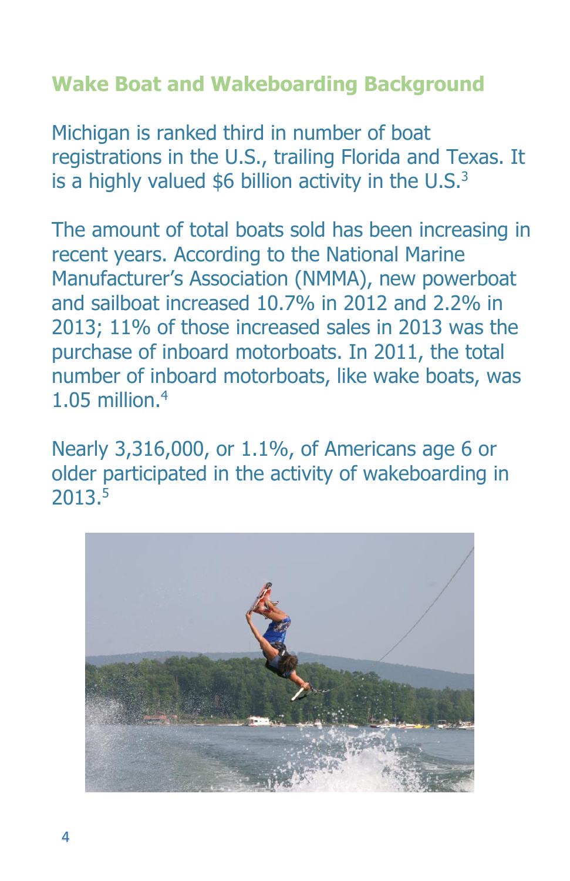## Wake Boat and Wakeboarding Background

Michigan is ranked third in number of boat registrations in the U.S., trailing Florida and Texas. It is a highly valued $6 billion activity in the U.S.[3]

The amount of total boats sold has been increasing in recent years. According to the National Marine Manufacturer's Association (NMMA), new powerboat and sailboat increased 10.7% in 2012 and 2.2% in 2013; 11% of those increased sales in 2013 was the purchase of inboard motorboats. In 2011, the total number of inboard motorboats, like wake boats, was 1.05 million.[4]

Nearly 3,316,000, or 1.1%, of Americans age 6 or older participated in the activity of wakeboarding in 2013.[5]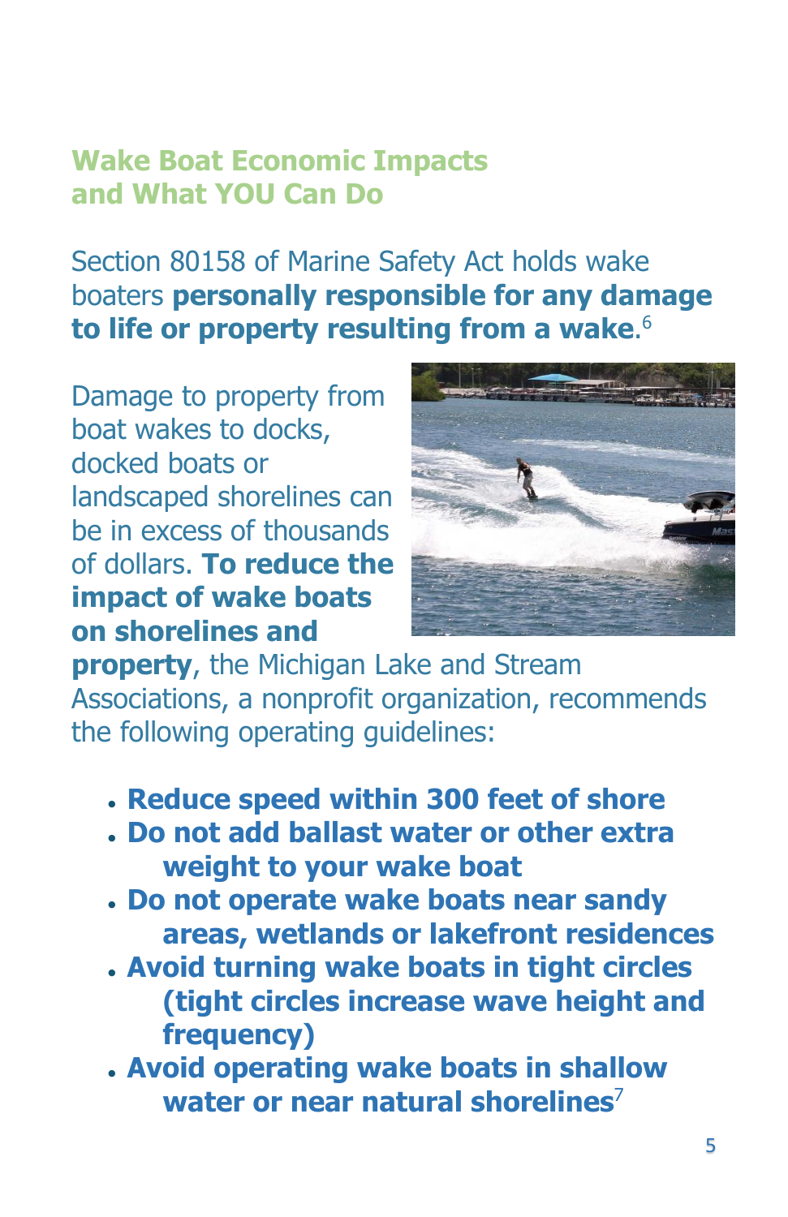## Wake Boat Economic Impacts and What YOU Can Do

Section 80158 of Marine Safety Act holds wake boaters **personally responsible for any damage to life or property resulting from a wake**.[6]

Damage to property from boat wakes to docks, docked boats or landscaped shorelines can be in excess of thousands of dollars. **To reduce the impact of wake boats on shorelines and property**, the Michigan Lake and Stream Associations, a nonprofit organization, recommends the following operating guidelines:

- **Reduce speed within 300 feet of shore**
- **Do not add ballast water or other extra weight to your wake boat**
- **Do not operate wake boats near sandy areas, wetlands or lakefront residences**
- **Avoid turning wake boats in tight circles (tight circles increase wave height and frequency)**
- **Avoid operating wake boats in shallow water or near natural shorelines**[7]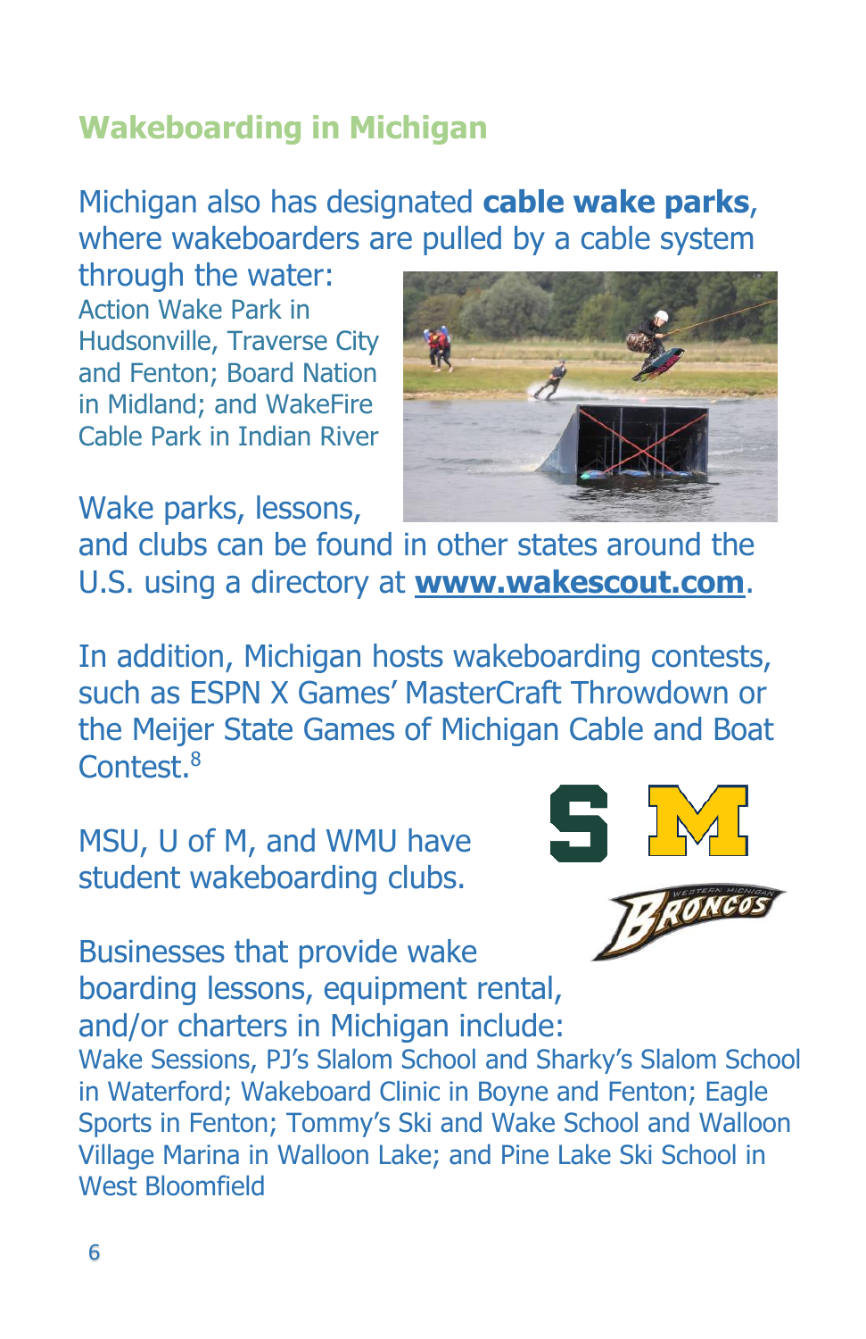## Wakeboarding in Michigan

Michigan also has designated **cable wake parks**, where wakeboarders are pulled by a cable system through the water:

Action Wake Park in Hudsonville, Traverse City and Fenton; Board Nation in Midland; and WakeFire Cable Park in Indian River

Wake parks, lessons, and clubs can be found in other states around the U.S. using a directory at **www.wakescout.com**.

In addition, Michigan hosts wakeboarding contests, such as ESPN X Games' MasterCraft Throwdown or the Meijer State Games of Michigan Cable and Boat Contest.[8]

MSU, U of M, and WMU have student wakeboarding clubs.

Businesses that provide wake boarding lessons, equipment rental, and/or charters in Michigan include:

Wake Sessions, PJ's Slalom School and Sharky's Slalom School in Waterford; Wakeboard Clinic in Boyne and Fenton; Eagle Sports in Fenton; Tommy's Ski and Wake School and Walloon Village Marina in Walloon Lake; and Pine Lake Ski School in West Bloomfield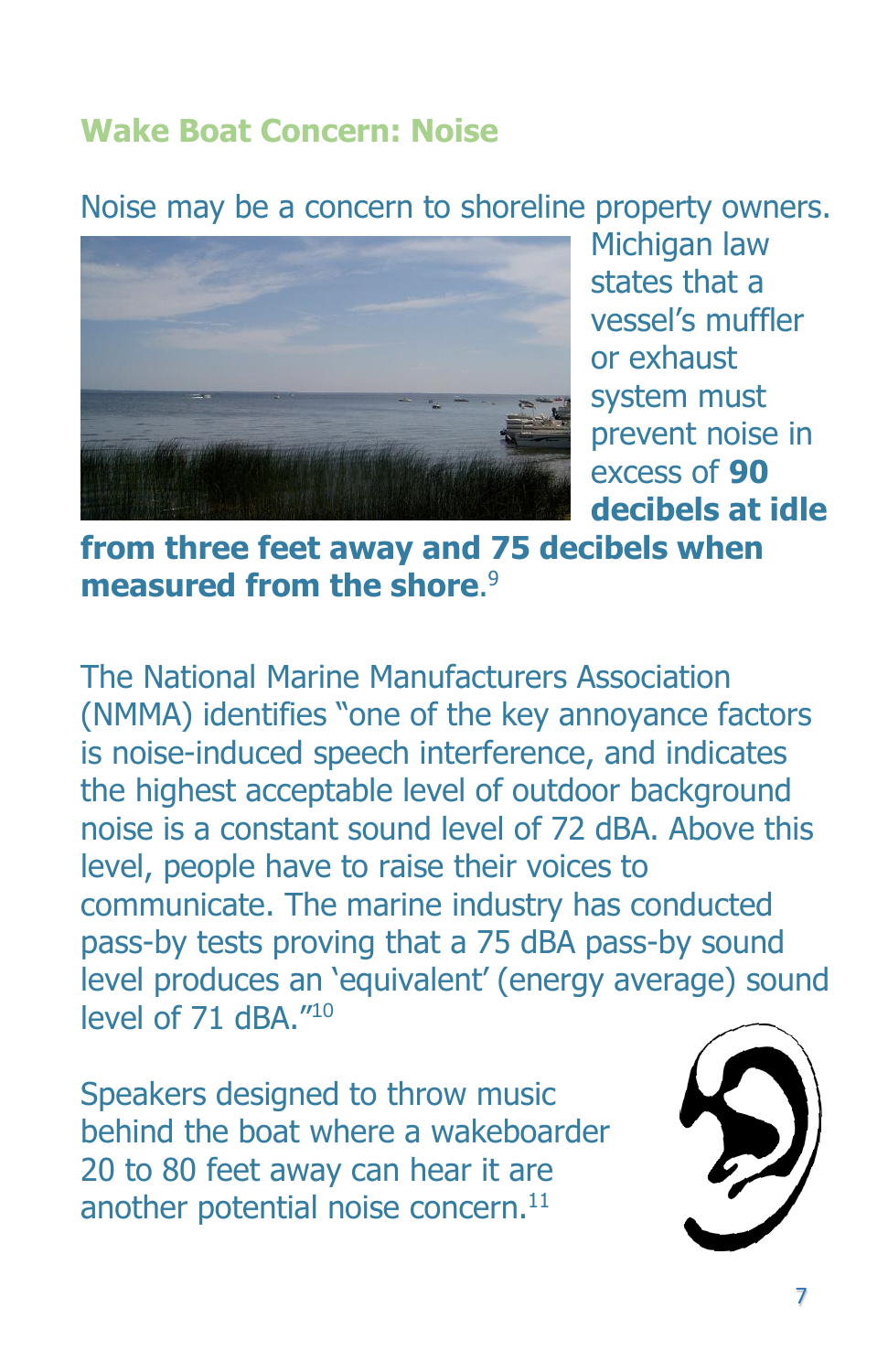## Wake Boat Concern: Noise

Noise may be a concern to shoreline property owners. Michigan law states that a vessel's muffler or exhaust system must prevent noise in excess of **90 decibels at idle from three feet away and 75 decibels when measured from the shore**.[9]

The National Marine Manufacturers Association (NMMA) identifies "one of the key annoyance factors is noise-induced speech interference, and indicates the highest acceptable level of outdoor background noise is a constant sound level of 72 dBA. Above this level, people have to raise their voices to communicate. The marine industry has conducted pass-by tests proving that a 75 dBA pass-by sound level produces an 'equivalent' (energy average) sound level of 71 dBA."[10]

Speakers designed to throw music behind the boat where a wakeboarder 20 to 80 feet away can hear it are another potential noise concern.[11]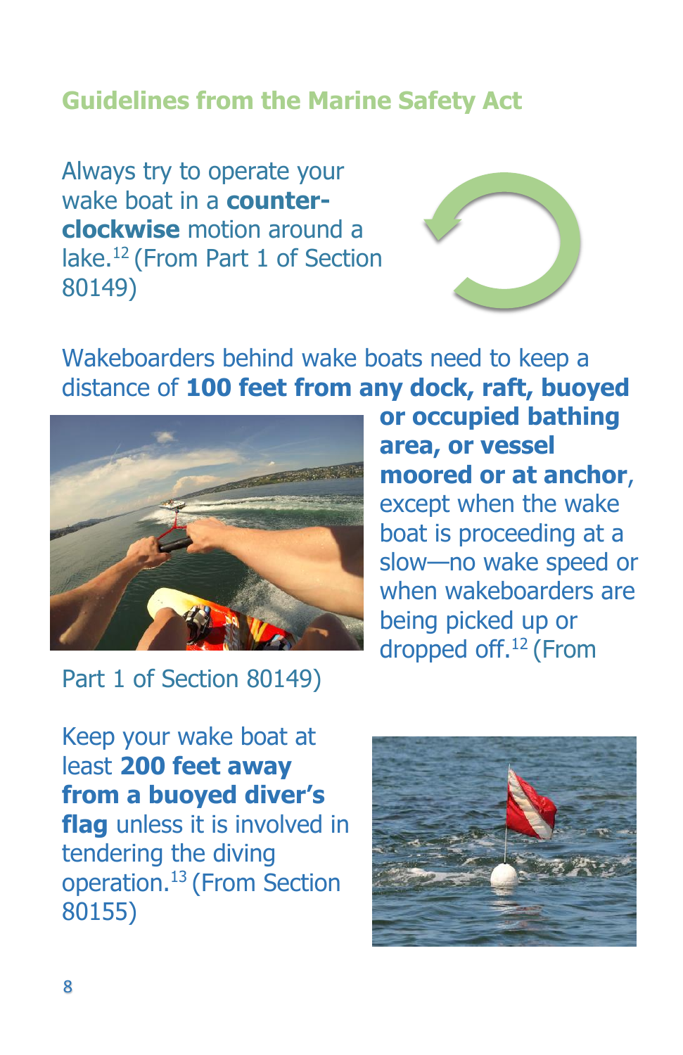## Guidelines from the Marine Safety Act

Always try to operate your wake boat in a **counter-clockwise** motion around a lake.[12] (From Part 1 of Section 80149)

Wakeboarders behind wake boats need to keep a distance of **100 feet from any dock, raft, buoyed or occupied bathing area, or vessel moored or at anchor**, except when the wake boat is proceeding at a slow—no wake speed or when wakeboarders are being picked up or dropped off.[12] (From Part 1 of Section 80149)

Keep your wake boat at least **200 feet away from a buoyed diver's flag** unless it is involved in tendering the diving operation.[13] (From Section 80155)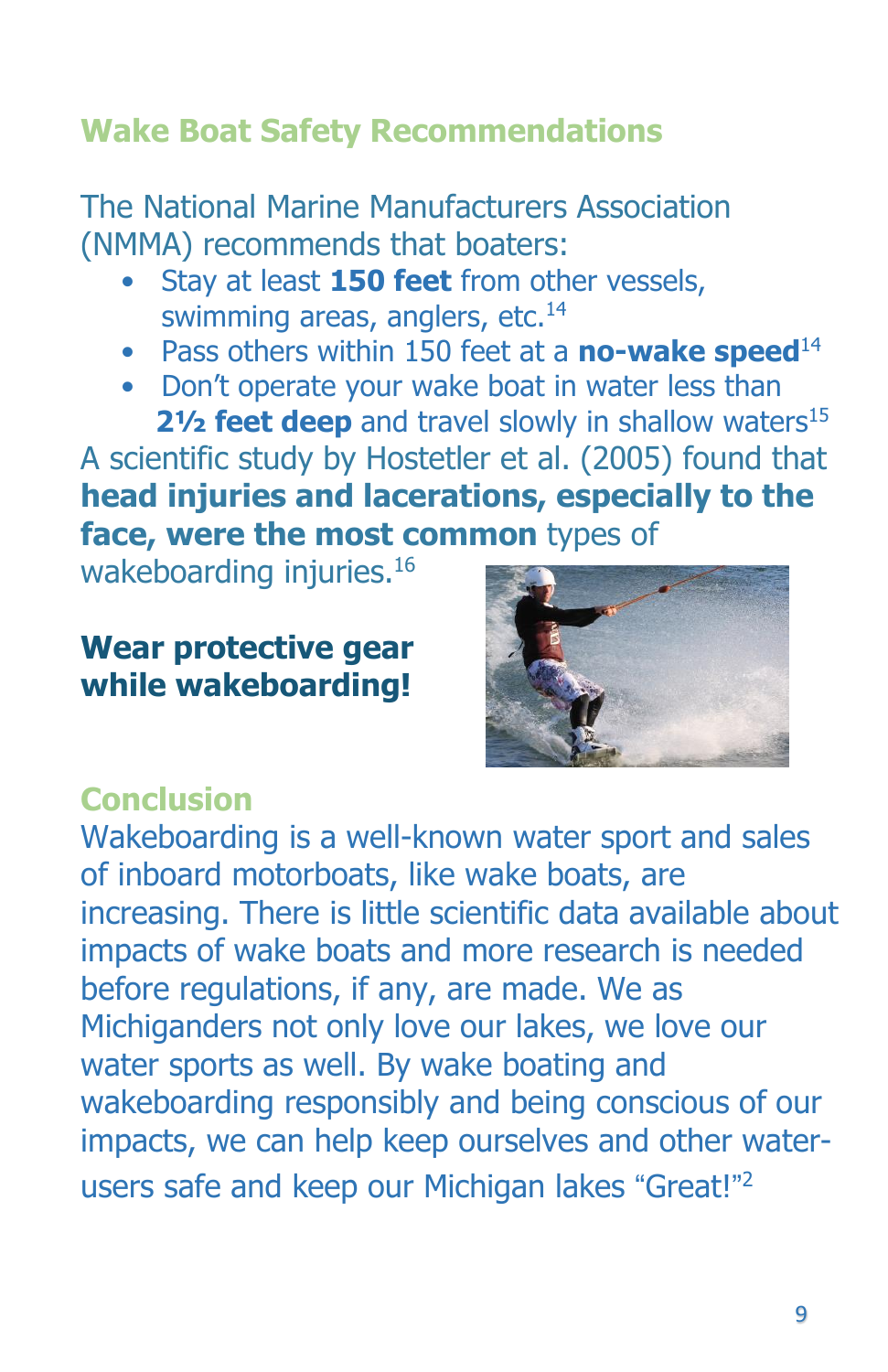## Wake Boat Safety Recommendations

The National Marine Manufacturers Association (NMMA) recommends that boaters:

- Stay at least **150 feet** from other vessels, swimming areas, anglers, etc.[14]
- Pass others within 150 feet at a **no-wake speed**[14]
- Don't operate your wake boat in water less than **2½ feet deep** and travel slowly in shallow waters[15]

A scientific study by Hostetler et al. (2005) found that **head injuries and lacerations, especially to the face, were the most common** types of wakeboarding injuries.[16]

**Wear protective gear while wakeboarding!**

## Conclusion

Wakeboarding is a well-known water sport and sales of inboard motorboats, like wake boats, are increasing. There is little scientific data available about impacts of wake boats and more research is needed before regulations, if any, are made. We as Michiganders not only love our lakes, we love our water sports as well. By wake boating and wakeboarding responsibly and being conscious of our impacts, we can help keep ourselves and other water-users safe and keep our Michigan lakes "Great!"[2]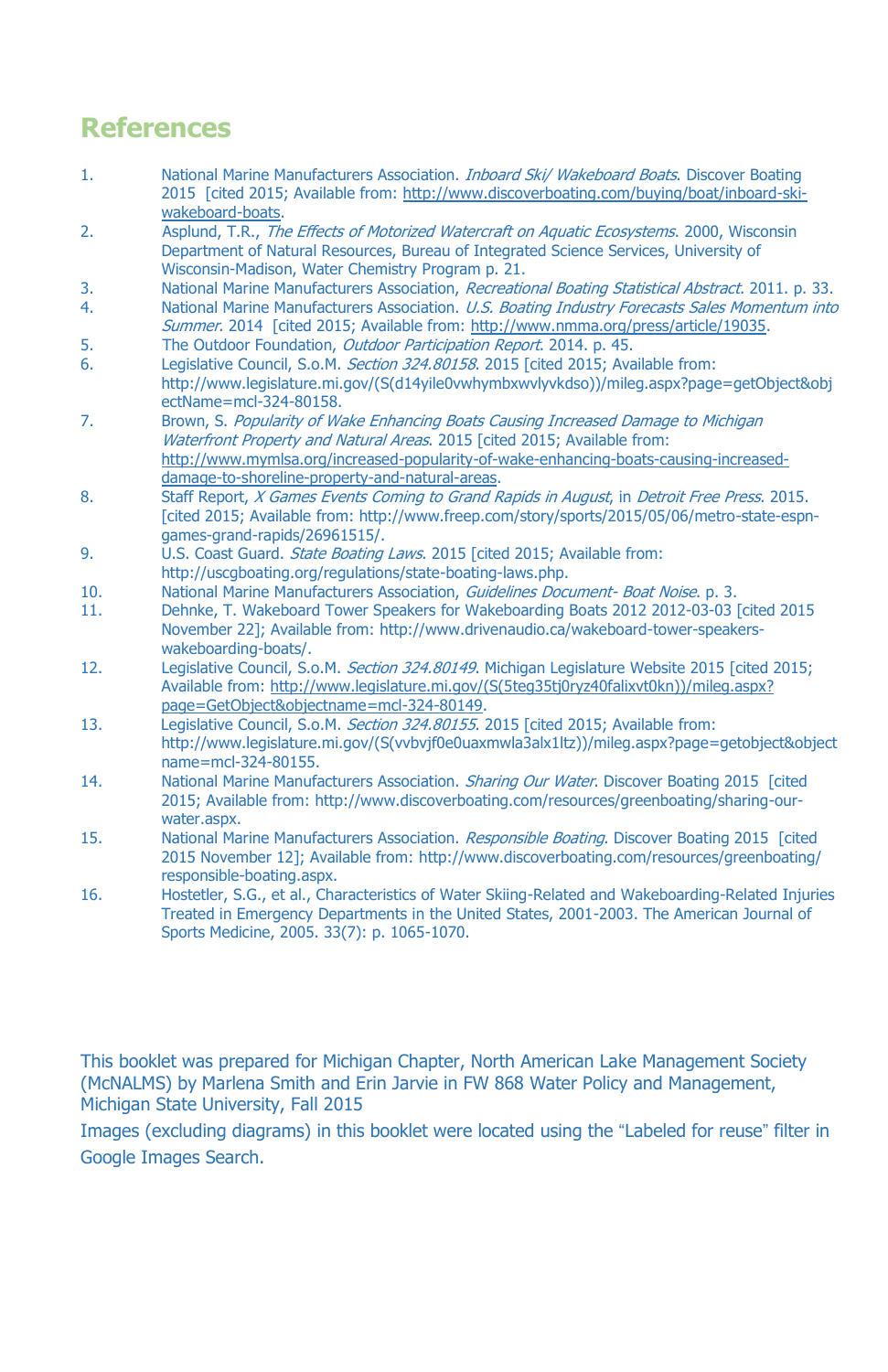# References

1. National Marine Manufacturers Association. *Inboard Ski/ Wakeboard Boats*. Discover Boating 2015 [cited 2015; Available from: http://www.discoverboating.com/buying/boat/inboard-ski-wakeboard-boats.
2. Asplund, T.R., *The Effects of Motorized Watercraft on Aquatic Ecosystems*. 2000, Wisconsin Department of Natural Resources, Bureau of Integrated Science Services, University of Wisconsin-Madison, Water Chemistry Program p. 21.
3. National Marine Manufacturers Association, *Recreational Boating Statistical Abstract*. 2011. p. 33.
4. National Marine Manufacturers Association. *U.S. Boating Industry Forecasts Sales Momentum into Summer*. 2014 [cited 2015; Available from: http://www.nmma.org/press/article/19035.
5. The Outdoor Foundation, *Outdoor Participation Report*. 2014. p. 45.
6. Legislative Council, S.o.M. *Section 324.80158*. 2015 [cited 2015; Available from: http://www.legislature.mi.gov/(S(d14yile0vwhymbxwvlyvkdso))/mileg.aspx?page=getObject&objectName=mcl-324-80158.
7. Brown, S. *Popularity of Wake Enhancing Boats Causing Increased Damage to Michigan Waterfront Property and Natural Areas*. 2015 [cited 2015; Available from: http://www.mymlsa.org/increased-popularity-of-wake-enhancing-boats-causing-increased-damage-to-shoreline-property-and-natural-areas.
8. Staff Report, *X Games Events Coming to Grand Rapids in August*, in *Detroit Free Press*. 2015. [cited 2015; Available from: http://www.freep.com/story/sports/2015/05/06/metro-state-espn-games-grand-rapids/26961515/.
9. U.S. Coast Guard. *State Boating Laws*. 2015 [cited 2015; Available from: http://uscgboating.org/regulations/state-boating-laws.php.
10. National Marine Manufacturers Association, *Guidelines Document- Boat Noise*. p. 3.
11. Dehnke, T. Wakeboard Tower Speakers for Wakeboarding Boats 2012 2012-03-03 [cited 2015 November 22]; Available from: http://www.drivenaudio.ca/wakeboard-tower-speakers-wakeboarding-boats/.
12. Legislative Council, S.o.M. *Section 324.80149*. Michigan Legislature Website 2015 [cited 2015; Available from: http://www.legislature.mi.gov/(S(5teg35tj0ryz40falixvt0kn))/mileg.aspx?page=GetObject&objectname=mcl-324-80149.
13. Legislative Council, S.o.M. *Section 324.80155*. 2015 [cited 2015; Available from: http://www.legislature.mi.gov/(S(vvbvjf0e0uaxmwla3alx1ltz))/mileg.aspx?page=getobject&objectname=mcl-324-80155.
14. National Marine Manufacturers Association. *Sharing Our Water*. Discover Boating 2015 [cited 2015; Available from: http://www.discoverboating.com/resources/greenboating/sharing-our-water.aspx.
15. National Marine Manufacturers Association. *Responsible Boating*. Discover Boating 2015 [cited 2015 November 12]; Available from: http://www.discoverboating.com/resources/greenboating/responsible-boating.aspx.
16. Hostetler, S.G., et al., Characteristics of Water Skiing-Related and Wakeboarding-Related Injuries Treated in Emergency Departments in the United States, 2001-2003. The American Journal of Sports Medicine, 2005. 33(7): p. 1065-1070.

This booklet was prepared for Michigan Chapter, North American Lake Management Society (McNALMS) by Marlena Smith and Erin Jarvie in FW 868 Water Policy and Management, Michigan State University, Fall 2015

Images (excluding diagrams) in this booklet were located using the “Labeled for reuse” filter in Google Images Search.